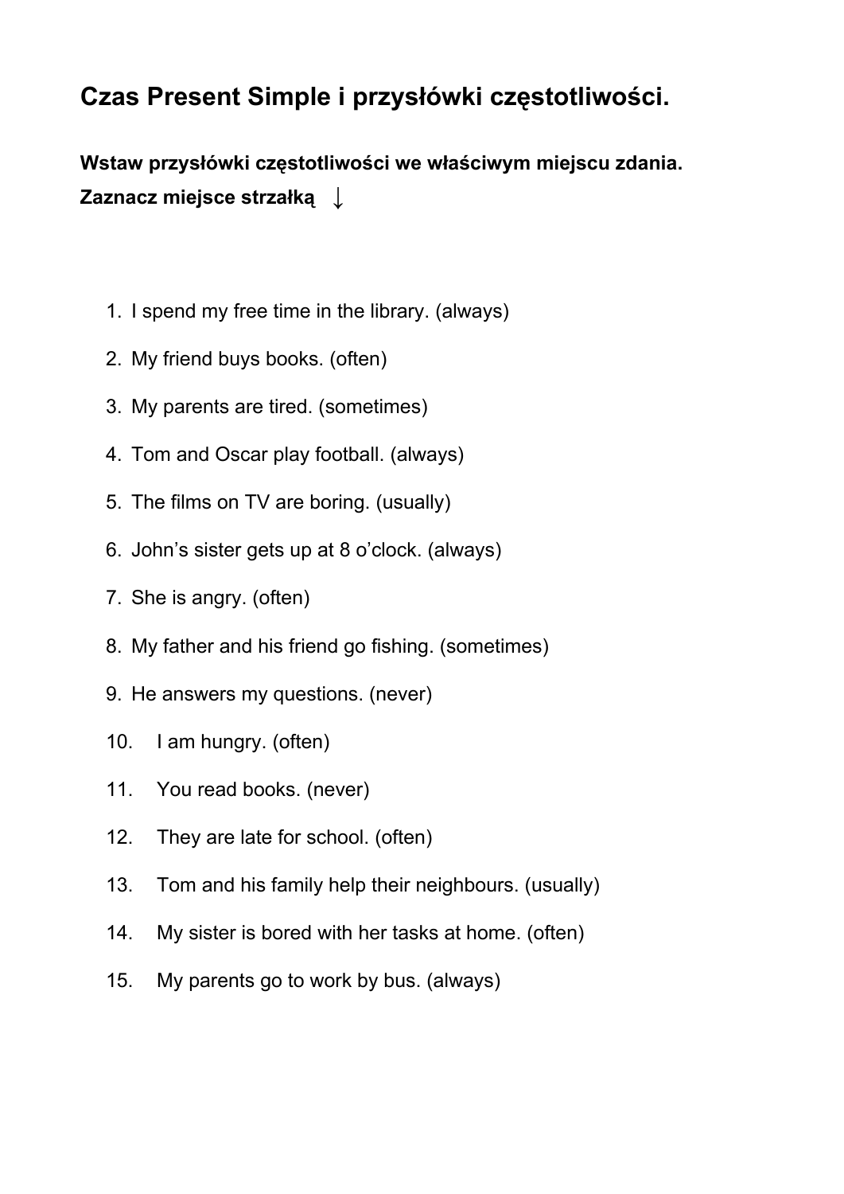# Czas Present Simple i przysłówki częstotliwości.

**Wstaw przysłówki częstotliwości we właściwym miejscu zdania.**
**Zaznacz miejsce strzałką ↓**

1. I spend my free time in the library. (always)
2. My friend buys books. (often)
3. My parents are tired. (sometimes)
4. Tom and Oscar play football. (always)
5. The films on TV are boring. (usually)
6. John's sister gets up at 8 o'clock. (always)
7. She is angry. (often)
8. My father and his friend go fishing. (sometimes)
9. He answers my questions. (never)
10. I am hungry. (often)
11. You read books. (never)
12. They are late for school. (often)
13. Tom and his family help their neighbours. (usually)
14. My sister is bored with her tasks at home. (often)
15. My parents go to work by bus. (always)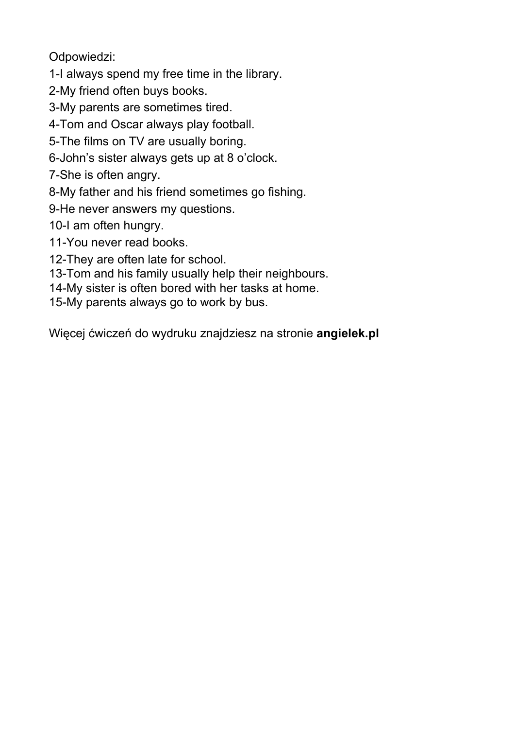Odpowiedzi:

1-I always spend my free time in the library.

2-My friend often buys books.

3-My parents are sometimes tired.

4-Tom and Oscar always play football.

5-The films on TV are usually boring.

6-John's sister always gets up at 8 o'clock.

7-She is often angry.

8-My father and his friend sometimes go fishing.

9-He never answers my questions.

10-I am often hungry.

11-You never read books.

12-They are often late for school.

13-Tom and his family usually help their neighbours.

14-My sister is often bored with her tasks at home.

15-My parents always go to work by bus.

Więcej ćwiczeń do wydruku znajdziesz na stronie **angielek.pl**